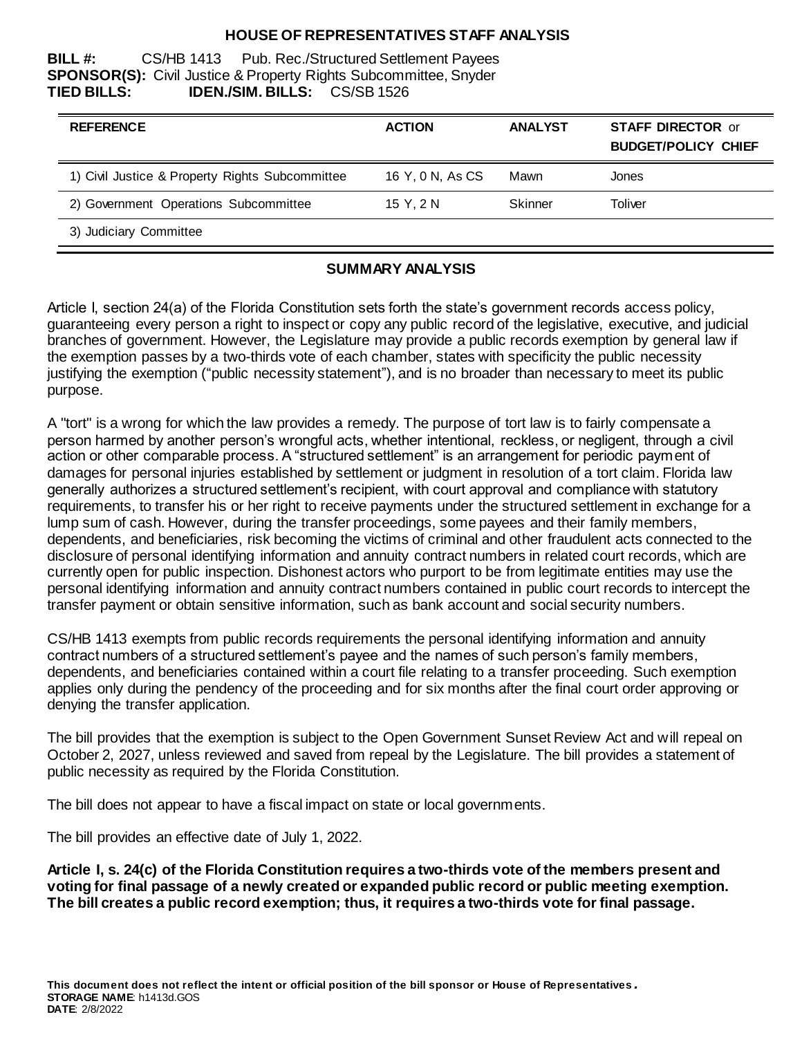# HOUSE OF REPRESENTATIVES STAFF ANALYSIS

**BILL #:** CS/HB 1413 Pub. Rec./Structured Settlement Payees
**SPONSOR(S):** Civil Justice & Property Rights Subcommittee, Snyder
**TIED BILLS:** **IDEN./SIM. BILLS:** CS/SB 1526

| REFERENCE | ACTION | ANALYST | STAFF DIRECTOR or BUDGET/POLICY CHIEF |
|---|---|---|---|
| 1) Civil Justice & Property Rights Subcommittee | 16 Y, 0 N, As CS | Mawn | Jones |
| 2) Government Operations Subcommittee | 15 Y, 2 N | Skinner | Toliver |
| 3) Judiciary Committee | | | |

## SUMMARY ANALYSIS

Article I, section 24(a) of the Florida Constitution sets forth the state's government records access policy, guaranteeing every person a right to inspect or copy any public record of the legislative, executive, and judicial branches of government. However, the Legislature may provide a public records exemption by general law if the exemption passes by a two-thirds vote of each chamber, states with specificity the public necessity justifying the exemption ("public necessity statement"), and is no broader than necessary to meet its public purpose.

A "tort" is a wrong for which the law provides a remedy. The purpose of tort law is to fairly compensate a person harmed by another person's wrongful acts, whether intentional, reckless, or negligent, through a civil action or other comparable process. A "structured settlement" is an arrangement for periodic payment of damages for personal injuries established by settlement or judgment in resolution of a tort claim. Florida law generally authorizes a structured settlement's recipient, with court approval and compliance with statutory requirements, to transfer his or her right to receive payments under the structured settlement in exchange for a lump sum of cash. However, during the transfer proceedings, some payees and their family members, dependents, and beneficiaries, risk becoming the victims of criminal and other fraudulent acts connected to the disclosure of personal identifying information and annuity contract numbers in related court records, which are currently open for public inspection. Dishonest actors who purport to be from legitimate entities may use the personal identifying information and annuity contract numbers contained in public court records to intercept the transfer payment or obtain sensitive information, such as bank account and social security numbers.

CS/HB 1413 exempts from public records requirements the personal identifying information and annuity contract numbers of a structured settlement's payee and the names of such person's family members, dependents, and beneficiaries contained within a court file relating to a transfer proceeding. Such exemption applies only during the pendency of the proceeding and for six months after the final court order approving or denying the transfer application.

The bill provides that the exemption is subject to the Open Government Sunset Review Act and will repeal on October 2, 2027, unless reviewed and saved from repeal by the Legislature. The bill provides a statement of public necessity as required by the Florida Constitution.

The bill does not appear to have a fiscal impact on state or local governments.

The bill provides an effective date of July 1, 2022.

**Article I, s. 24(c) of the Florida Constitution requires a two-thirds vote of the members present and voting for final passage of a newly created or expanded public record or public meeting exemption. The bill creates a public record exemption; thus, it requires a two-thirds vote for final passage.**

**This document does not reflect the intent or official position of the bill sponsor or House of Representatives.**
**STORAGE NAME**: h1413d.GOS
**DATE**: 2/8/2022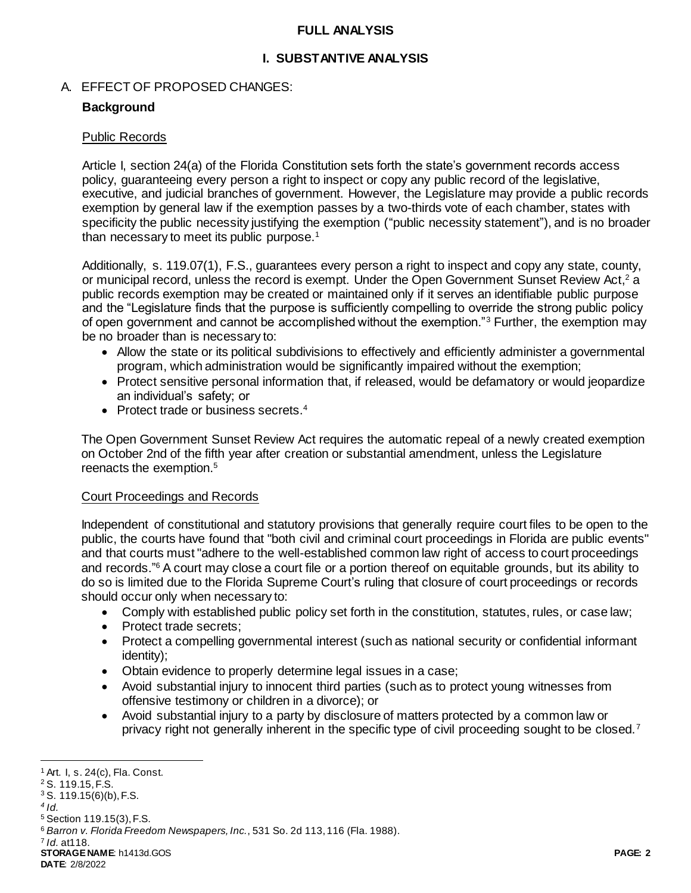## FULL ANALYSIS

### I. SUBSTANTIVE ANALYSIS

A. EFFECT OF PROPOSED CHANGES:

**Background**

Public Records

Article I, section 24(a) of the Florida Constitution sets forth the state's government records access policy, guaranteeing every person a right to inspect or copy any public record of the legislative, executive, and judicial branches of government. However, the Legislature may provide a public records exemption by general law if the exemption passes by a two-thirds vote of each chamber, states with specificity the public necessity justifying the exemption ("public necessity statement"), and is no broader than necessary to meet its public purpose.[1]

Additionally, s. 119.07(1), F.S., guarantees every person a right to inspect and copy any state, county, or municipal record, unless the record is exempt. Under the Open Government Sunset Review Act,[2] a public records exemption may be created or maintained only if it serves an identifiable public purpose and the "Legislature finds that the purpose is sufficiently compelling to override the strong public policy of open government and cannot be accomplished without the exemption."[3] Further, the exemption may be no broader than is necessary to:

- Allow the state or its political subdivisions to effectively and efficiently administer a governmental program, which administration would be significantly impaired without the exemption;
- Protect sensitive personal information that, if released, would be defamatory or would jeopardize an individual's safety; or
- Protect trade or business secrets.[4]

The Open Government Sunset Review Act requires the automatic repeal of a newly created exemption on October 2nd of the fifth year after creation or substantial amendment, unless the Legislature reenacts the exemption.[5]

Court Proceedings and Records

Independent of constitutional and statutory provisions that generally require court files to be open to the public, the courts have found that "both civil and criminal court proceedings in Florida are public events" and that courts must "adhere to the well-established common law right of access to court proceedings and records."[6] A court may close a court file or a portion thereof on equitable grounds, but its ability to do so is limited due to the Florida Supreme Court's ruling that closure of court proceedings or records should occur only when necessary to:

- Comply with established public policy set forth in the constitution, statutes, rules, or case law;
- Protect trade secrets;
- Protect a compelling governmental interest (such as national security or confidential informant identity);
- Obtain evidence to properly determine legal issues in a case;
- Avoid substantial injury to innocent third parties (such as to protect young witnesses from offensive testimony or children in a divorce); or
- Avoid substantial injury to a party by disclosure of matters protected by a common law or privacy right not generally inherent in the specific type of civil proceeding sought to be closed.[7]

---

[1] Art. I, s. 24(c), Fla. Const.
[2] S. 119.15, F.S.
[3] S. 119.15(6)(b), F.S.
[4] *Id.*
[5] Section 119.15(3), F.S.
[6] *Barron v. Florida Freedom Newspapers, Inc.*, 531 So. 2d 113, 116 (Fla. 1988).
[7] *Id.* at118.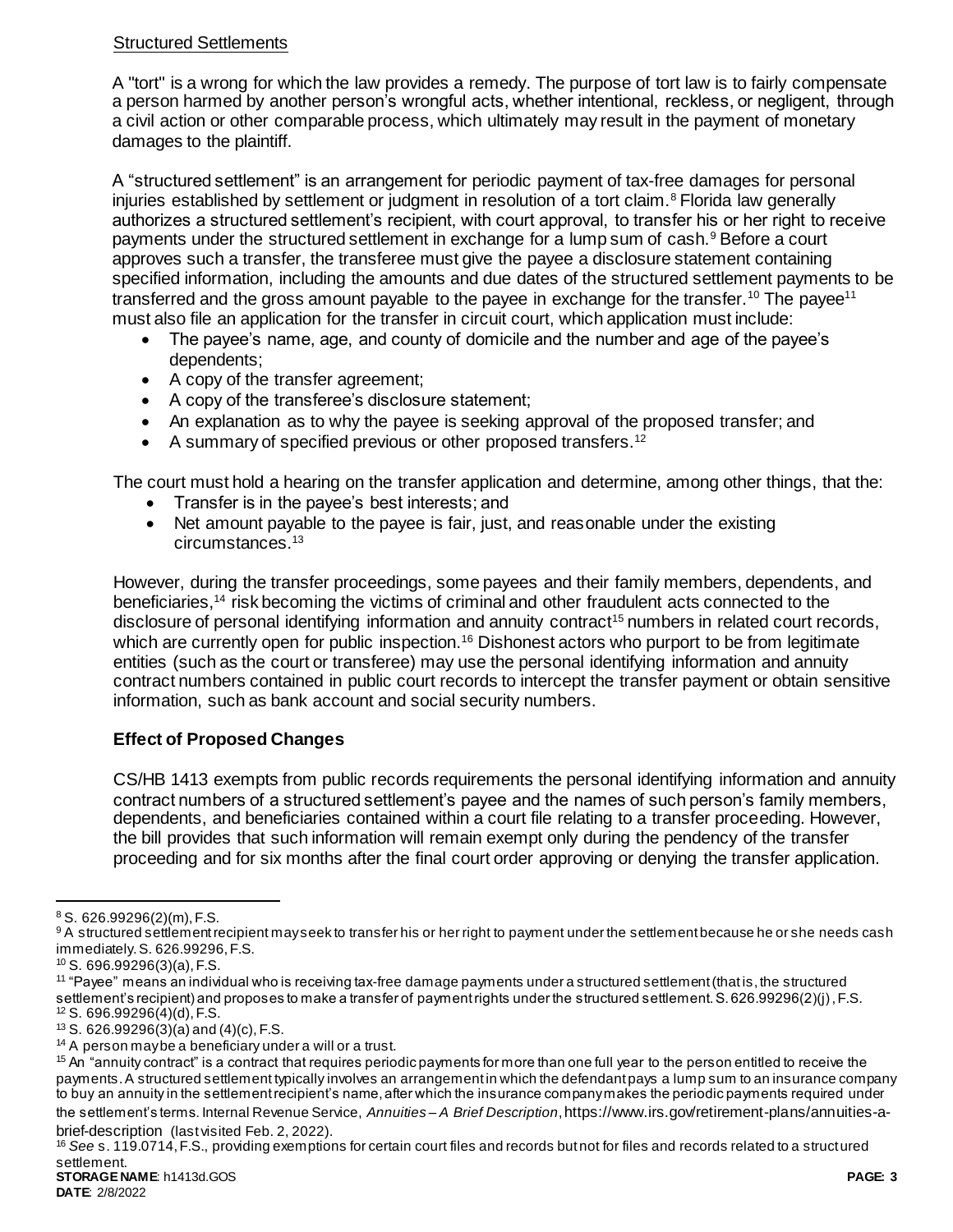Structured Settlements

A "tort" is a wrong for which the law provides a remedy. The purpose of tort law is to fairly compensate a person harmed by another person's wrongful acts, whether intentional, reckless, or negligent, through a civil action or other comparable process, which ultimately may result in the payment of monetary damages to the plaintiff.

A "structured settlement" is an arrangement for periodic payment of tax-free damages for personal injuries established by settlement or judgment in resolution of a tort claim.[8] Florida law generally authorizes a structured settlement's recipient, with court approval, to transfer his or her right to receive payments under the structured settlement in exchange for a lump sum of cash.[9] Before a court approves such a transfer, the transferee must give the payee a disclosure statement containing specified information, including the amounts and due dates of the structured settlement payments to be transferred and the gross amount payable to the payee in exchange for the transfer.[10] The payee[11] must also file an application for the transfer in circuit court, which application must include:

- The payee's name, age, and county of domicile and the number and age of the payee's dependents;
- A copy of the transfer agreement;
- A copy of the transferee's disclosure statement;
- An explanation as to why the payee is seeking approval of the proposed transfer; and
- A summary of specified previous or other proposed transfers.[12]

The court must hold a hearing on the transfer application and determine, among other things, that the:

- Transfer is in the payee's best interests; and
- Net amount payable to the payee is fair, just, and reasonable under the existing circumstances.[13]

However, during the transfer proceedings, some payees and their family members, dependents, and beneficiaries,[14] risk becoming the victims of criminal and other fraudulent acts connected to the disclosure of personal identifying information and annuity contract[15] numbers in related court records, which are currently open for public inspection.[16] Dishonest actors who purport to be from legitimate entities (such as the court or transferee) may use the personal identifying information and annuity contract numbers contained in public court records to intercept the transfer payment or obtain sensitive information, such as bank account and social security numbers.

## Effect of Proposed Changes

CS/HB 1413 exempts from public records requirements the personal identifying information and annuity contract numbers of a structured settlement's payee and the names of such person's family members, dependents, and beneficiaries contained within a court file relating to a transfer proceeding. However, the bill provides that such information will remain exempt only during the pendency of the transfer proceeding and for six months after the final court order approving or denying the transfer application.

---

[8] S. 626.99296(2)(m), F.S.

[9] A structured settlement recipient may seek to transfer his or her right to payment under the settlement because he or she needs cash immediately. S. 626.99296, F.S.

[10] S. 696.99296(3)(a), F.S.

[11] "Payee" means an individual who is receiving tax-free damage payments under a structured settlement (that is, the structured settlement's recipient) and proposes to make a transfer of payment rights under the structured settlement. S. 626.99296(2)(j), F.S.

[12] S. 696.99296(4)(d), F.S.

[13] S. 626.99296(3)(a) and (4)(c), F.S.

[14] A person may be a beneficiary under a will or a trust.

[15] An "annuity contract" is a contract that requires periodic payments for more than one full year to the person entitled to receive the payments. A structured settlement typically involves an arrangement in which the defendant pays a lump sum to an insurance company to buy an annuity in the settlement recipient's name, after which the insurance company makes the periodic payments required under the settlement's terms. Internal Revenue Service, *Annuities – A Brief Description*, https://www.irs.gov/retirement-plans/annuities-a-brief-description (last visited Feb. 2, 2022).

[16] *See* s. 119.0714, F.S., providing exemptions for certain court files and records but not for files and records related to a structured settlement.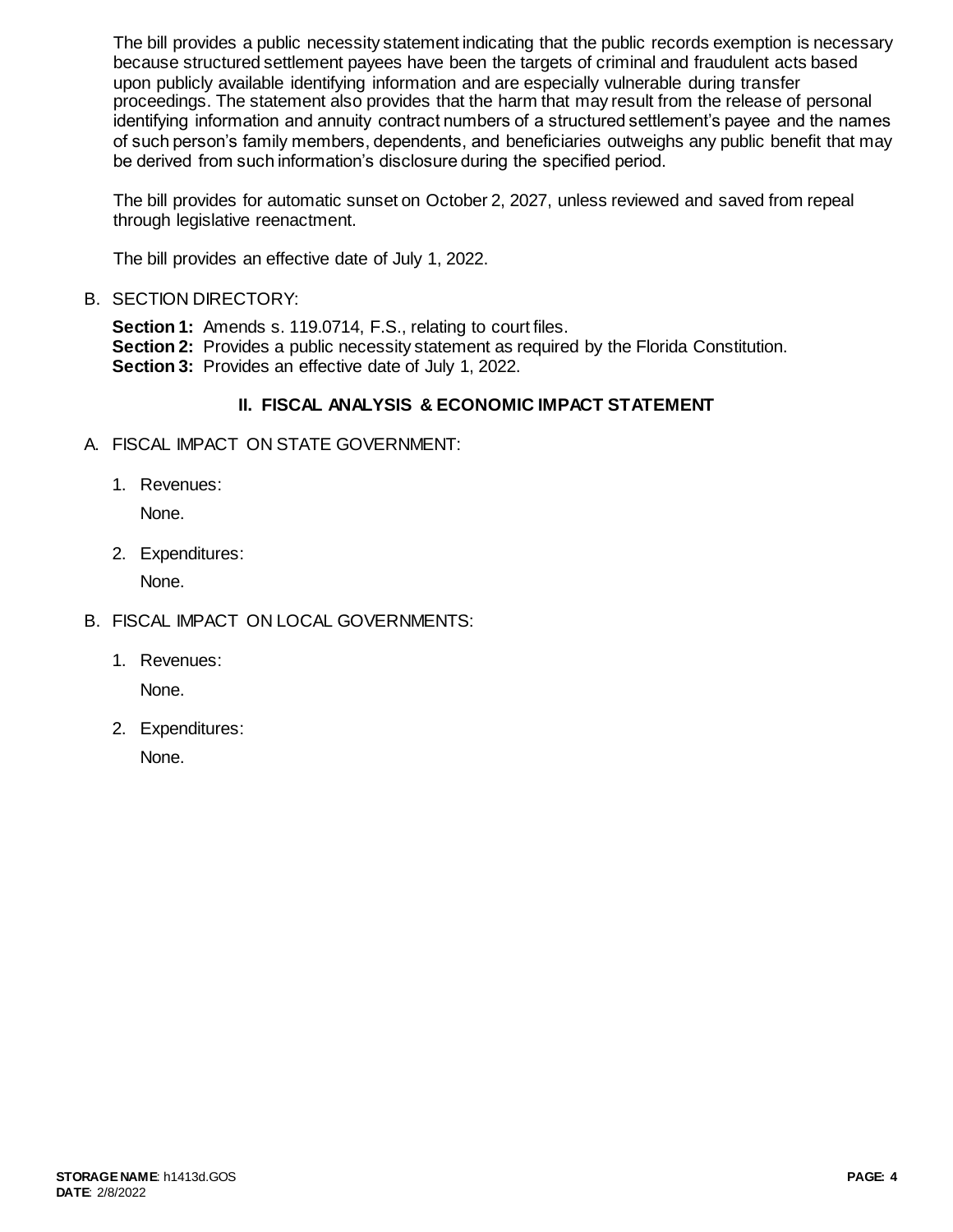The bill provides a public necessity statement indicating that the public records exemption is necessary because structured settlement payees have been the targets of criminal and fraudulent acts based upon publicly available identifying information and are especially vulnerable during transfer proceedings. The statement also provides that the harm that may result from the release of personal identifying information and annuity contract numbers of a structured settlement's payee and the names of such person's family members, dependents, and beneficiaries outweighs any public benefit that may be derived from such information's disclosure during the specified period.

The bill provides for automatic sunset on October 2, 2027, unless reviewed and saved from repeal through legislative reenactment.

The bill provides an effective date of July 1, 2022.

B. SECTION DIRECTORY:

**Section 1:** Amends s. 119.0714, F.S., relating to court files.
**Section 2:** Provides a public necessity statement as required by the Florida Constitution.
**Section 3:** Provides an effective date of July 1, 2022.

## II. FISCAL ANALYSIS & ECONOMIC IMPACT STATEMENT

A. FISCAL IMPACT ON STATE GOVERNMENT:

1. Revenues:

   None.

2. Expenditures:

   None.

B. FISCAL IMPACT ON LOCAL GOVERNMENTS:

1. Revenues:

   None.

2. Expenditures:

   None.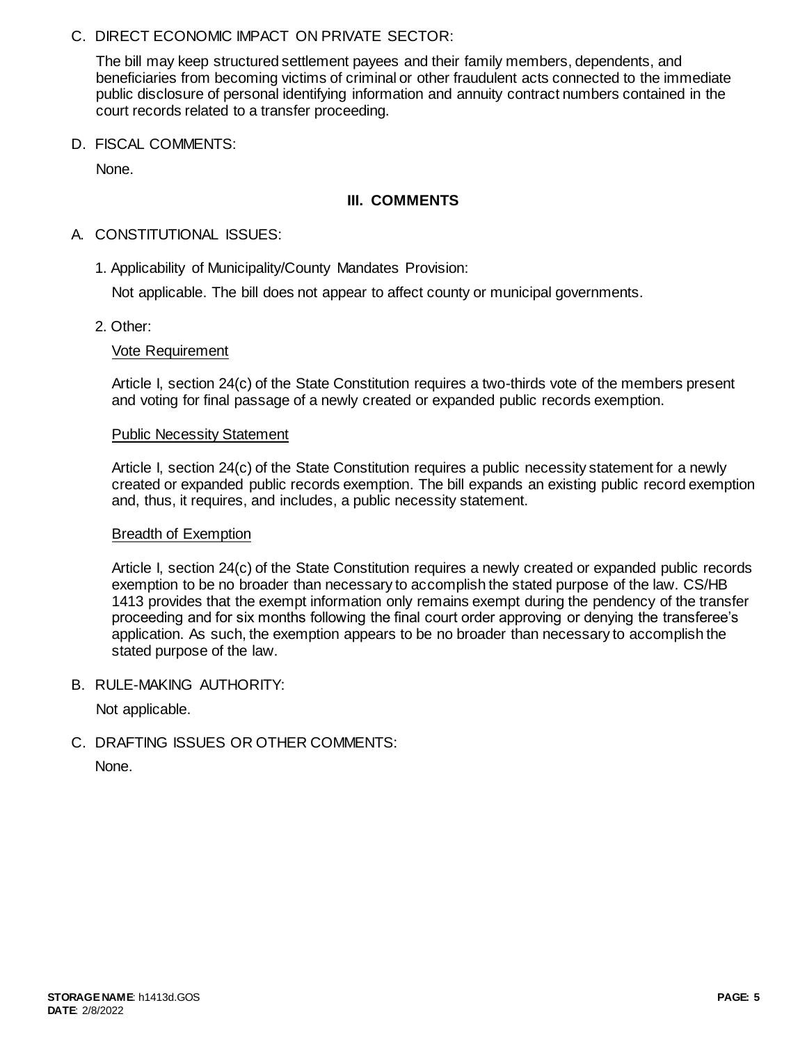C. DIRECT ECONOMIC IMPACT ON PRIVATE SECTOR:

The bill may keep structured settlement payees and their family members, dependents, and beneficiaries from becoming victims of criminal or other fraudulent acts connected to the immediate public disclosure of personal identifying information and annuity contract numbers contained in the court records related to a transfer proceeding.

D. FISCAL COMMENTS:

None.

## III. COMMENTS

A. CONSTITUTIONAL ISSUES:

1. Applicability of Municipality/County Mandates Provision:

Not applicable. The bill does not appear to affect county or municipal governments.

2. Other:

Vote Requirement

Article I, section 24(c) of the State Constitution requires a two-thirds vote of the members present and voting for final passage of a newly created or expanded public records exemption.

Public Necessity Statement

Article I, section 24(c) of the State Constitution requires a public necessity statement for a newly created or expanded public records exemption. The bill expands an existing public record exemption and, thus, it requires, and includes, a public necessity statement.

Breadth of Exemption

Article I, section 24(c) of the State Constitution requires a newly created or expanded public records exemption to be no broader than necessary to accomplish the stated purpose of the law. CS/HB 1413 provides that the exempt information only remains exempt during the pendency of the transfer proceeding and for six months following the final court order approving or denying the transferee's application. As such, the exemption appears to be no broader than necessary to accomplish the stated purpose of the law.

B. RULE-MAKING AUTHORITY:

Not applicable.

C. DRAFTING ISSUES OR OTHER COMMENTS:

None.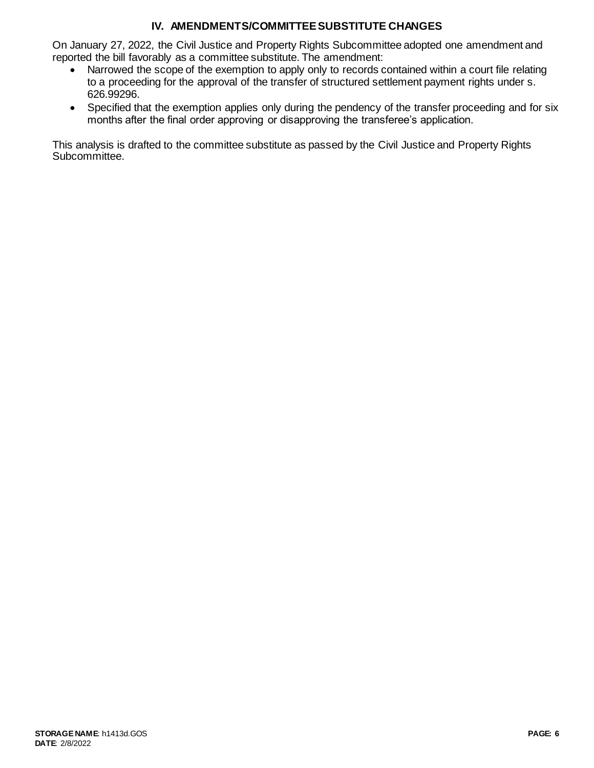## IV. AMENDMENTS/COMMITTEE SUBSTITUTE CHANGES

On January 27, 2022, the Civil Justice and Property Rights Subcommittee adopted one amendment and reported the bill favorably as a committee substitute. The amendment:

- Narrowed the scope of the exemption to apply only to records contained within a court file relating to a proceeding for the approval of the transfer of structured settlement payment rights under s. 626.99296.
- Specified that the exemption applies only during the pendency of the transfer proceeding and for six months after the final order approving or disapproving the transferee's application.

This analysis is drafted to the committee substitute as passed by the Civil Justice and Property Rights Subcommittee.